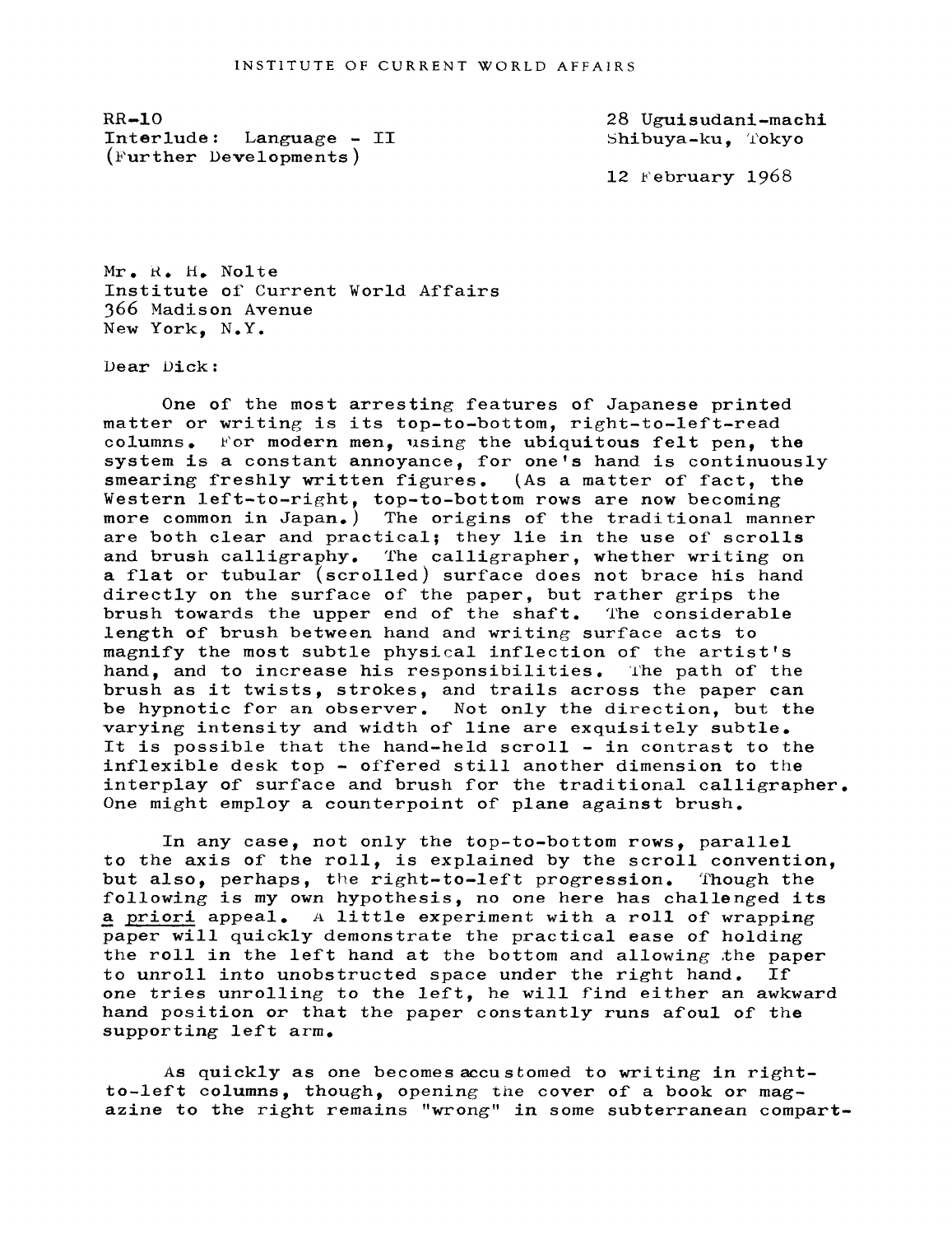INSTITUTE OF CURRENT WORLD AFFAIRS

RR-10
Interlude: Language - II
(Further Developments)

28 Uguisudani-machi
Shibuya-ku, Tokyo

12 February 1968

Mr. R. H. Nolte
Institute of Current World Affairs
366 Madison Avenue
New York, N.Y.

Dear Dick:

One of the most arresting features of Japanese printed matter or writing is its top-to-bottom, right-to-left-read columns. For modern men, using the ubiquitous felt pen, the system is a constant annoyance, for one's hand is continuously smearing freshly written figures. (As a matter of fact, the Western left-to-right, top-to-bottom rows are now becoming more common in Japan.) The origins of the traditional manner are both clear and practical; they lie in the use of scrolls and brush calligraphy. The calligrapher, whether writing on a flat or tubular (scrolled) surface does not brace his hand directly on the surface of the paper, but rather grips the brush towards the upper end of the shaft. The considerable length of brush between hand and writing surface acts to magnify the most subtle physical inflection of the artist's hand, and to increase his responsibilities. The path of the brush as it twists, strokes, and trails across the paper can be hypnotic for an observer. Not only the direction, but the varying intensity and width of line are exquisitely subtle. It is possible that the hand-held scroll - in contrast to the inflexible desk top - offered still another dimension to the interplay of surface and brush for the traditional calligrapher. One might employ a counterpoint of plane against brush.

In any case, not only the top-to-bottom rows, parallel to the axis of the roll, is explained by the scroll convention, but also, perhaps, the right-to-left progression. Though the following is my own hypothesis, no one here has challenged its _a priori_ appeal. A little experiment with a roll of wrapping paper will quickly demonstrate the practical ease of holding the roll in the left hand at the bottom and allowing the paper to unroll into unobstructed space under the right hand. If one tries unrolling to the left, he will find either an awkward hand position or that the paper constantly runs afoul of the supporting left arm.

As quickly as one becomes accustomed to writing in right-to-left columns, though, opening the cover of a book or magazine to the right remains "wrong" in some subterranean compart-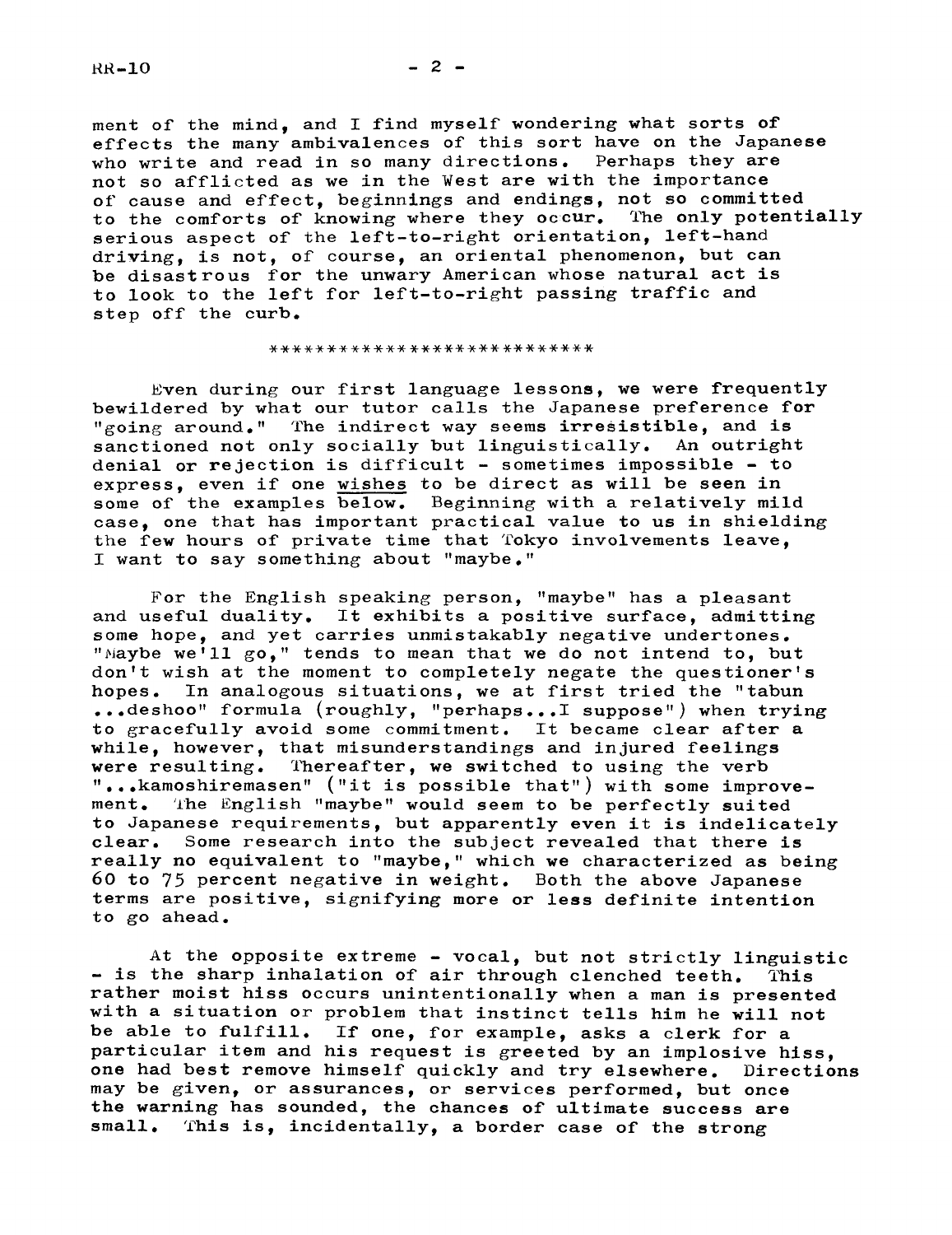ment of the mind, and I find myself wondering what sorts of effects the many ambivalences of this sort have on the Japanese who write and read in so many directions. Perhaps they are not so afflicted as we in the West are with the importance of cause and effect, beginnings and endings, not so committed to the comforts of knowing where they occur. The only potentially serious aspect of the left-to-right orientation, left-hand driving, is not, of course, an oriental phenomenon, but can be disastrous for the unwary American whose natural act is to look to the left for left-to-right passing traffic and step off the curb.

***************************

Even during our first language lessons, we were frequently bewildered by what our tutor calls the Japanese preference for "going around." The indirect way seems irresistible, and is sanctioned not only socially but linguistically. An outright denial or rejection is difficult - sometimes impossible - to express, even if one <u>wishes</u> to be direct as will be seen in some of the examples below. Beginning with a relatively mild case, one that has important practical value to us in shielding the few hours of private time that Tokyo involvements leave, I want to say something about "maybe."

For the English speaking person, "maybe" has a pleasant and useful duality. It exhibits a positive surface, admitting some hope, and yet carries unmistakably negative undertones. "Maybe we'll go," tends to mean that we do not intend to, but don't wish at the moment to completely negate the questioner's hopes. In analogous situations, we at first tried the "tabun ...deshoo" formula (roughly, "perhaps...I suppose") when trying to gracefully avoid some commitment. It became clear after a while, however, that misunderstandings and injured feelings were resulting. Thereafter, we switched to using the verb "...kamoshiremasen" ("it is possible that") with some improvement. The English "maybe" would seem to be perfectly suited to Japanese requirements, but apparently even it is indelicately clear. Some research into the subject revealed that there is really no equivalent to "maybe," which we characterized as being 60 to 75 percent negative in weight. Both the above Japanese terms are positive, signifying more or less definite intention to go ahead.

At the opposite extreme - vocal, but not strictly linguistic - is the sharp inhalation of air through clenched teeth. This rather moist hiss occurs unintentionally when a man is presented with a situation or problem that instinct tells him he will not be able to fulfill. If one, for example, asks a clerk for a particular item and his request is greeted by an implosive hiss, one had best remove himself quickly and try elsewhere. Directions may be given, or assurances, or services performed, but once the warning has sounded, the chances of ultimate success are small. This is, incidentally, a border case of the strong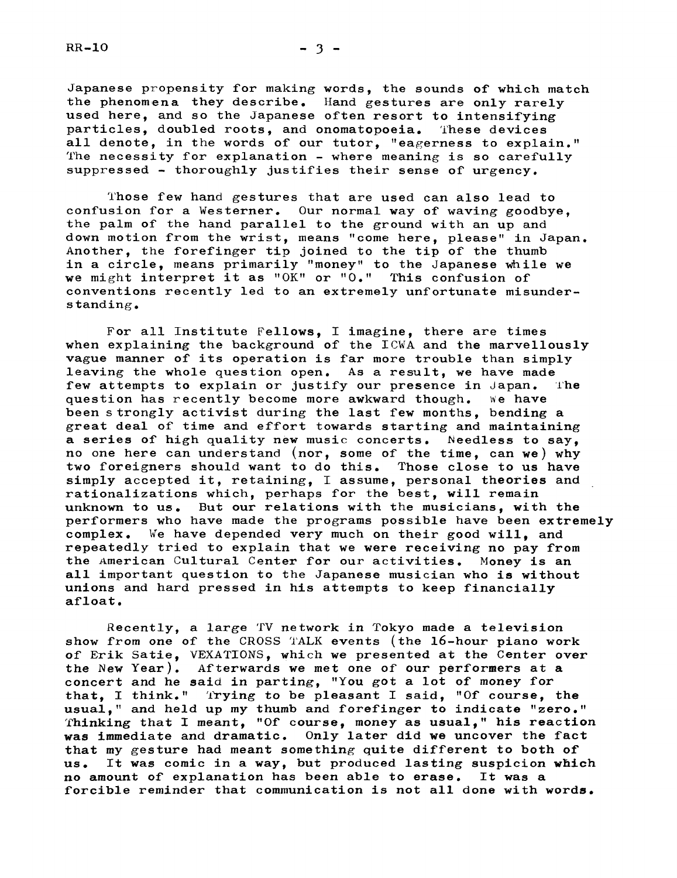Japanese propensity for making words, the sounds of which match the phenomena they describe. Hand gestures are only rarely used here, and so the Japanese often resort to intensifying particles, doubled roots, and onomatopoeia. These devices all denote, in the words of our tutor, "eagerness to explain." The necessity for explanation - where meaning is so carefully suppressed - thoroughly justifies their sense of urgency.

Those few hand gestures that are used can also lead to confusion for a Westerner. Our normal way of waving goodbye, the palm of the hand parallel to the ground with an up and down motion from the wrist, means "come here, please" in Japan. Another, the forefinger tip joined to the tip of the thumb in a circle, means primarily "money" to the Japanese while we we might interpret it as "OK" or "O." This confusion of conventions recently led to an extremely unfortunate misunderstanding.

For all Institute Fellows, I imagine, there are times when explaining the background of the ICWA and the marvellously vague manner of its operation is far more trouble than simply leaving the whole question open. As a result, we have made few attempts to explain or justify our presence in Japan. The question has recently become more awkward though. We have been strongly activist during the last few months, bending a great deal of time and effort towards starting and maintaining a series of high quality new music concerts. Needless to say, no one here can understand (nor, some of the time, can we) why two foreigners should want to do this. Those close to us have simply accepted it, retaining, I assume, personal theories and rationalizations which, perhaps for the best, will remain unknown to us. But our relations with the musicians, with the performers who have made the programs possible have been extremely complex. We have depended very much on their good will, and repeatedly tried to explain that we were receiving no pay from the American Cultural Center for our activities. Money is an all important question to the Japanese musician who is without unions and hard pressed in his attempts to keep financially afloat.

Recently, a large TV network in Tokyo made a television show from one of the CROSS TALK events (the 16-hour piano work of Erik Satie, VEXATIONS, which we presented at the Center over the New Year). Afterwards we met one of our performers at a concert and he said in parting, "You got a lot of money for that, I think." Trying to be pleasant I said, "Of course, the usual," and held up my thumb and forefinger to indicate "zero." Thinking that I meant, "Of course, money as usual," his reaction was immediate and dramatic. Only later did we uncover the fact that my gesture had meant something quite different to both of us. It was comic in a way, but produced lasting suspicion which no amount of explanation has been able to erase. It was a forcible reminder that communication is not all done with words.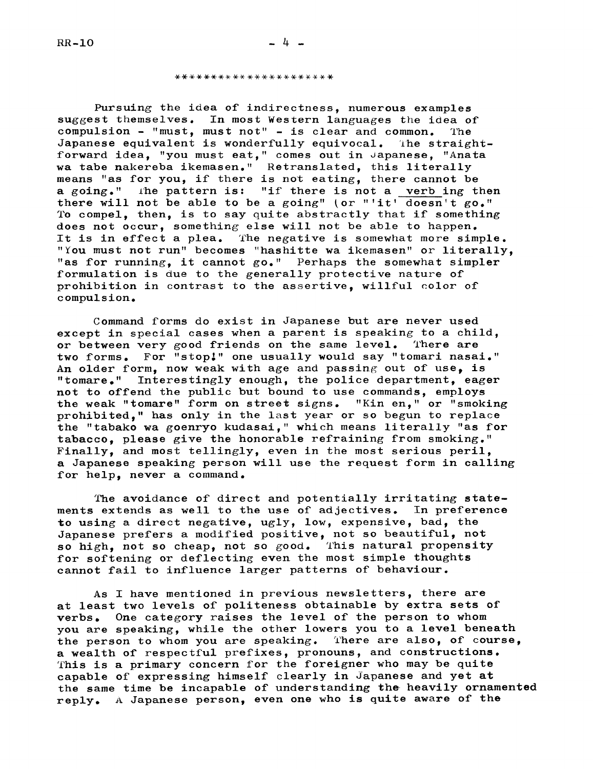*********************

Pursuing the idea of indirectness, numerous examples suggest themselves. In most Western languages the idea of compulsion - "must, must not" - is clear and common. The Japanese equivalent is wonderfully equivocal. The straightforward idea, "you must eat," comes out in Japanese, "Anata wa tabe nakereba ikemasen." Retranslated, this literally means "as for you, if there is not eating, there cannot be a going." The pattern is: "if there is not a verb ing then there will not be able to be a going" (or "'it' doesn't go." To compel, then, is to say quite abstractly that if something does not occur, something else will not be able to happen. It is in effect a plea. The negative is somewhat more simple. "You must not run" becomes "hashitte wa ikemasen" or literally, "as for running, it cannot go." Perhaps the somewhat simpler formulation is due to the generally protective nature of prohibition in contrast to the assertive, willful color of compulsion.

Command forms do exist in Japanese but are never used except in special cases when a parent is speaking to a child, or between very good friends on the same level. There are two forms. For "stop!" one usually would say "tomari nasai." An older form, now weak with age and passing out of use, is "tomare." Interestingly enough, the police department, eager not to offend the public but bound to use commands, employs the weak "tomare" form on street signs. "Kin en," or "smoking prohibited," has only in the last year or so begun to replace the "tabako wa goenryo kudasai," which means literally "as for tabacco, please give the honorable refraining from smoking." Finally, and most tellingly, even in the most serious peril, a Japanese speaking person will use the request form in calling for help, never a command.

The avoidance of direct and potentially irritating statements extends as well to the use of adjectives. In preference to using a direct negative, ugly, low, expensive, bad, the Japanese prefers a modified positive, not so beautiful, not so high, not so cheap, not so good. This natural propensity for softening or deflecting even the most simple thoughts cannot fail to influence larger patterns of behaviour.

As I have mentioned in previous newsletters, there are at least two levels of politeness obtainable by extra sets of verbs. One category raises the level of the person to whom you are speaking, while the other lowers you to a level beneath the person to whom you are speaking. There are also, of course, a wealth of respectful prefixes, pronouns, and constructions. This is a primary concern for the foreigner who may be quite capable of expressing himself clearly in Japanese and yet at the same time be incapable of understanding the heavily ornamented reply. A Japanese person, even one who is quite aware of the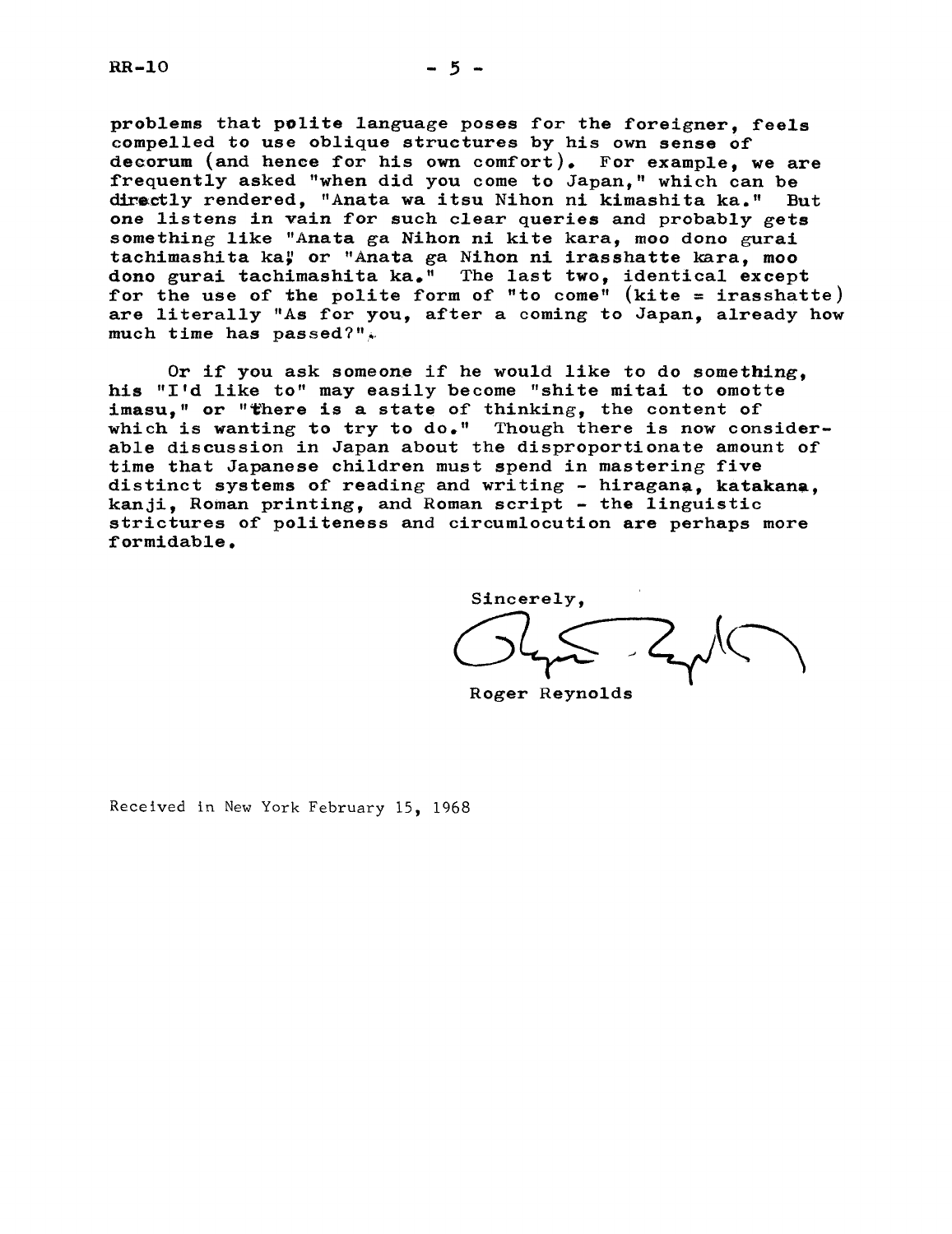problems that polite language poses for the foreigner, feels compelled to use oblique structures by his own sense of decorum (and hence for his own comfort). For example, we are frequently asked "when did you come to Japan," which can be directly rendered, "Anata wa itsu Nihon ni kimashita ka." But one listens in vain for such clear queries and probably gets something like "Anata ga Nihon ni kite kara, moo dono gurai tachimashita ka," or "Anata ga Nihon ni irasshatte kara, moo dono gurai tachimashita ka." The last two, identical except for the use of the polite form of "to come" (kite = irasshatte) are literally "As for you, after a coming to Japan, already how much time has passed?".

Or if you ask someone if he would like to do something, his "I'd like to" may easily become "shite mitai to omotte imasu," or "there is a state of thinking, the content of which is wanting to try to do." Though there is now considerable discussion in Japan about the disproportionate amount of time that Japanese children must spend in mastering five distinct systems of reading and writing - hiragana, katakana, kanji, Roman printing, and Roman script - the linguistic strictures of politeness and circumlocution are perhaps more formidable.

Sincerely,

Roger Reynolds

Received in New York February 15, 1968